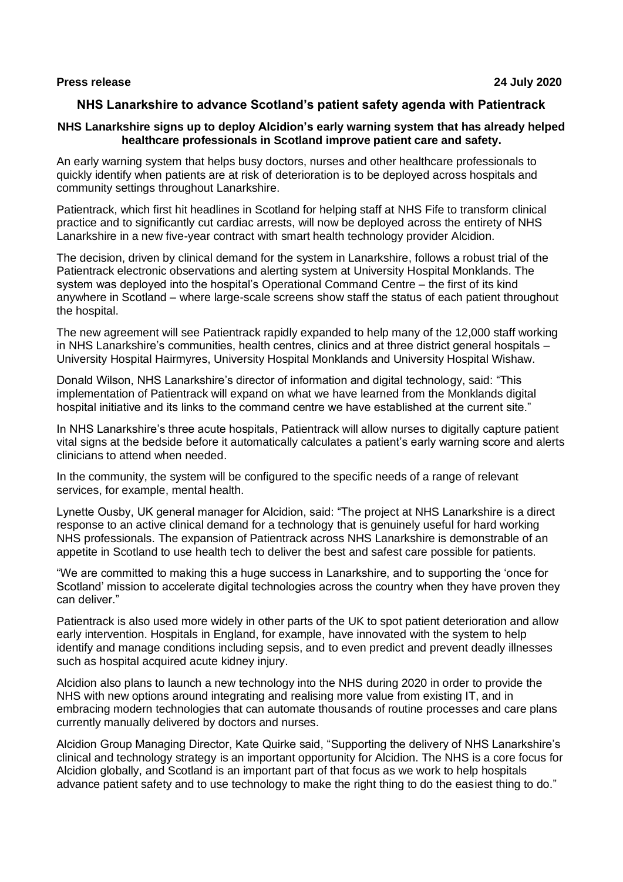**Press release** **24 July 2020**

# NHS Lanarkshire to advance Scotland's patient safety agenda with Patientrack

**NHS Lanarkshire signs up to deploy Alcidion's early warning system that has already helped healthcare professionals in Scotland improve patient care and safety.**

An early warning system that helps busy doctors, nurses and other healthcare professionals to quickly identify when patients are at risk of deterioration is to be deployed across hospitals and community settings throughout Lanarkshire.

Patientrack, which first hit headlines in Scotland for helping staff at NHS Fife to transform clinical practice and to significantly cut cardiac arrests, will now be deployed across the entirety of NHS Lanarkshire in a new five-year contract with smart health technology provider Alcidion.

The decision, driven by clinical demand for the system in Lanarkshire, follows a robust trial of the Patientrack electronic observations and alerting system at University Hospital Monklands. The system was deployed into the hospital's Operational Command Centre – the first of its kind anywhere in Scotland – where large-scale screens show staff the status of each patient throughout the hospital.

The new agreement will see Patientrack rapidly expanded to help many of the 12,000 staff working in NHS Lanarkshire's communities, health centres, clinics and at three district general hospitals – University Hospital Hairmyres, University Hospital Monklands and University Hospital Wishaw.

Donald Wilson, NHS Lanarkshire's director of information and digital technology, said: "This implementation of Patientrack will expand on what we have learned from the Monklands digital hospital initiative and its links to the command centre we have established at the current site."

In NHS Lanarkshire's three acute hospitals, Patientrack will allow nurses to digitally capture patient vital signs at the bedside before it automatically calculates a patient's early warning score and alerts clinicians to attend when needed.

In the community, the system will be configured to the specific needs of a range of relevant services, for example, mental health.

Lynette Ousby, UK general manager for Alcidion, said: "The project at NHS Lanarkshire is a direct response to an active clinical demand for a technology that is genuinely useful for hard working NHS professionals. The expansion of Patientrack across NHS Lanarkshire is demonstrable of an appetite in Scotland to use health tech to deliver the best and safest care possible for patients.

"We are committed to making this a huge success in Lanarkshire, and to supporting the 'once for Scotland' mission to accelerate digital technologies across the country when they have proven they can deliver."

Patientrack is also used more widely in other parts of the UK to spot patient deterioration and allow early intervention. Hospitals in England, for example, have innovated with the system to help identify and manage conditions including sepsis, and to even predict and prevent deadly illnesses such as hospital acquired acute kidney injury.

Alcidion also plans to launch a new technology into the NHS during 2020 in order to provide the NHS with new options around integrating and realising more value from existing IT, and in embracing modern technologies that can automate thousands of routine processes and care plans currently manually delivered by doctors and nurses.

Alcidion Group Managing Director, Kate Quirke said, "Supporting the delivery of NHS Lanarkshire's clinical and technology strategy is an important opportunity for Alcidion. The NHS is a core focus for Alcidion globally, and Scotland is an important part of that focus as we work to help hospitals advance patient safety and to use technology to make the right thing to do the easiest thing to do."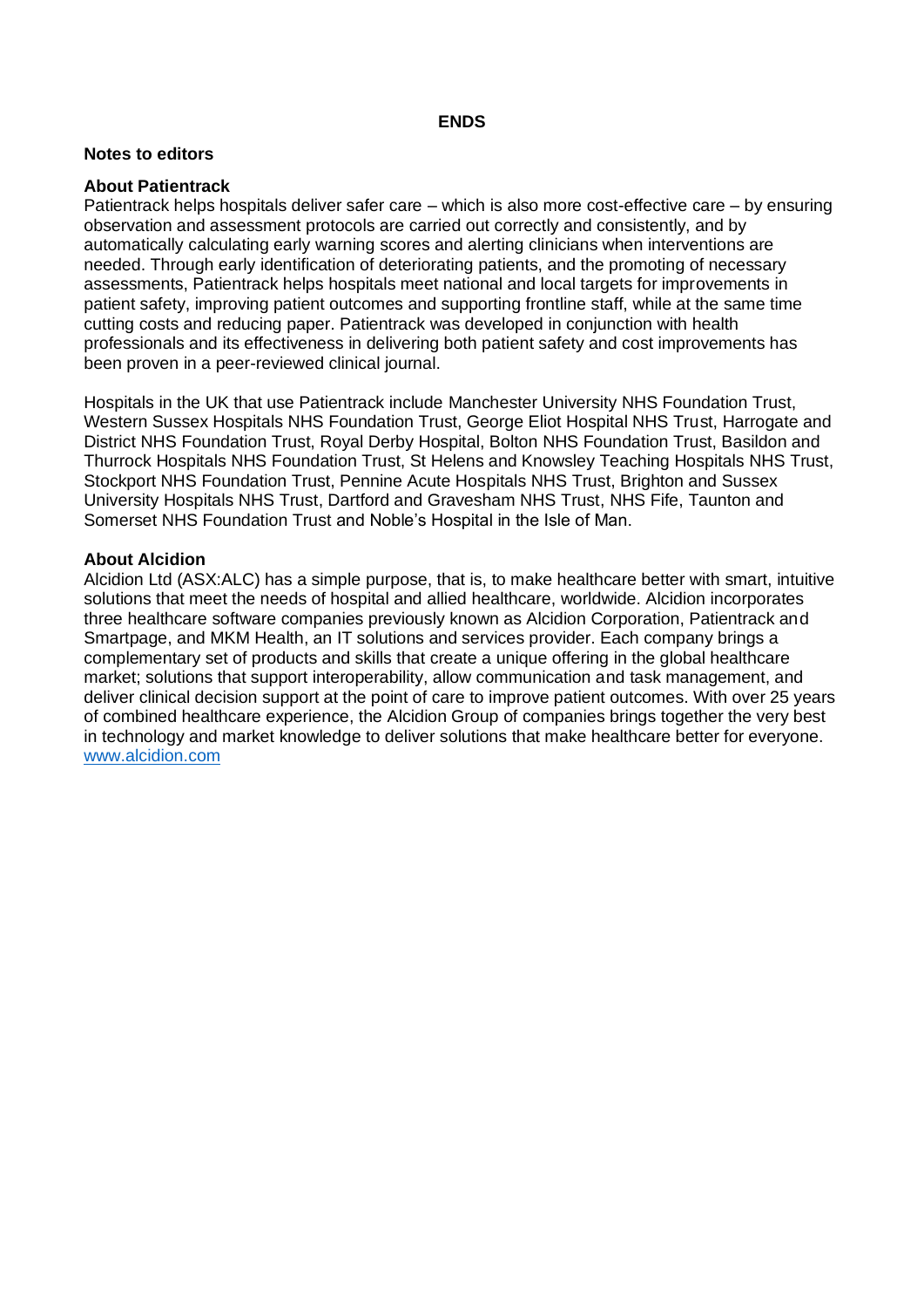**ENDS**

**Notes to editors**

**About Patientrack**

Patientrack helps hospitals deliver safer care – which is also more cost-effective care – by ensuring observation and assessment protocols are carried out correctly and consistently, and by automatically calculating early warning scores and alerting clinicians when interventions are needed. Through early identification of deteriorating patients, and the promoting of necessary assessments, Patientrack helps hospitals meet national and local targets for improvements in patient safety, improving patient outcomes and supporting frontline staff, while at the same time cutting costs and reducing paper. Patientrack was developed in conjunction with health professionals and its effectiveness in delivering both patient safety and cost improvements has been proven in a peer-reviewed clinical journal.

Hospitals in the UK that use Patientrack include Manchester University NHS Foundation Trust, Western Sussex Hospitals NHS Foundation Trust, George Eliot Hospital NHS Trust, Harrogate and District NHS Foundation Trust, Royal Derby Hospital, Bolton NHS Foundation Trust, Basildon and Thurrock Hospitals NHS Foundation Trust, St Helens and Knowsley Teaching Hospitals NHS Trust, Stockport NHS Foundation Trust, Pennine Acute Hospitals NHS Trust, Brighton and Sussex University Hospitals NHS Trust, Dartford and Gravesham NHS Trust, NHS Fife, Taunton and Somerset NHS Foundation Trust and Noble's Hospital in the Isle of Man.

**About Alcidion**

Alcidion Ltd (ASX:ALC) has a simple purpose, that is, to make healthcare better with smart, intuitive solutions that meet the needs of hospital and allied healthcare, worldwide. Alcidion incorporates three healthcare software companies previously known as Alcidion Corporation, Patientrack and Smartpage, and MKM Health, an IT solutions and services provider. Each company brings a complementary set of products and skills that create a unique offering in the global healthcare market; solutions that support interoperability, allow communication and task management, and deliver clinical decision support at the point of care to improve patient outcomes. With over 25 years of combined healthcare experience, the Alcidion Group of companies brings together the very best in technology and market knowledge to deliver solutions that make healthcare better for everyone. [www.alcidion.com](http://www.alcidion.com)